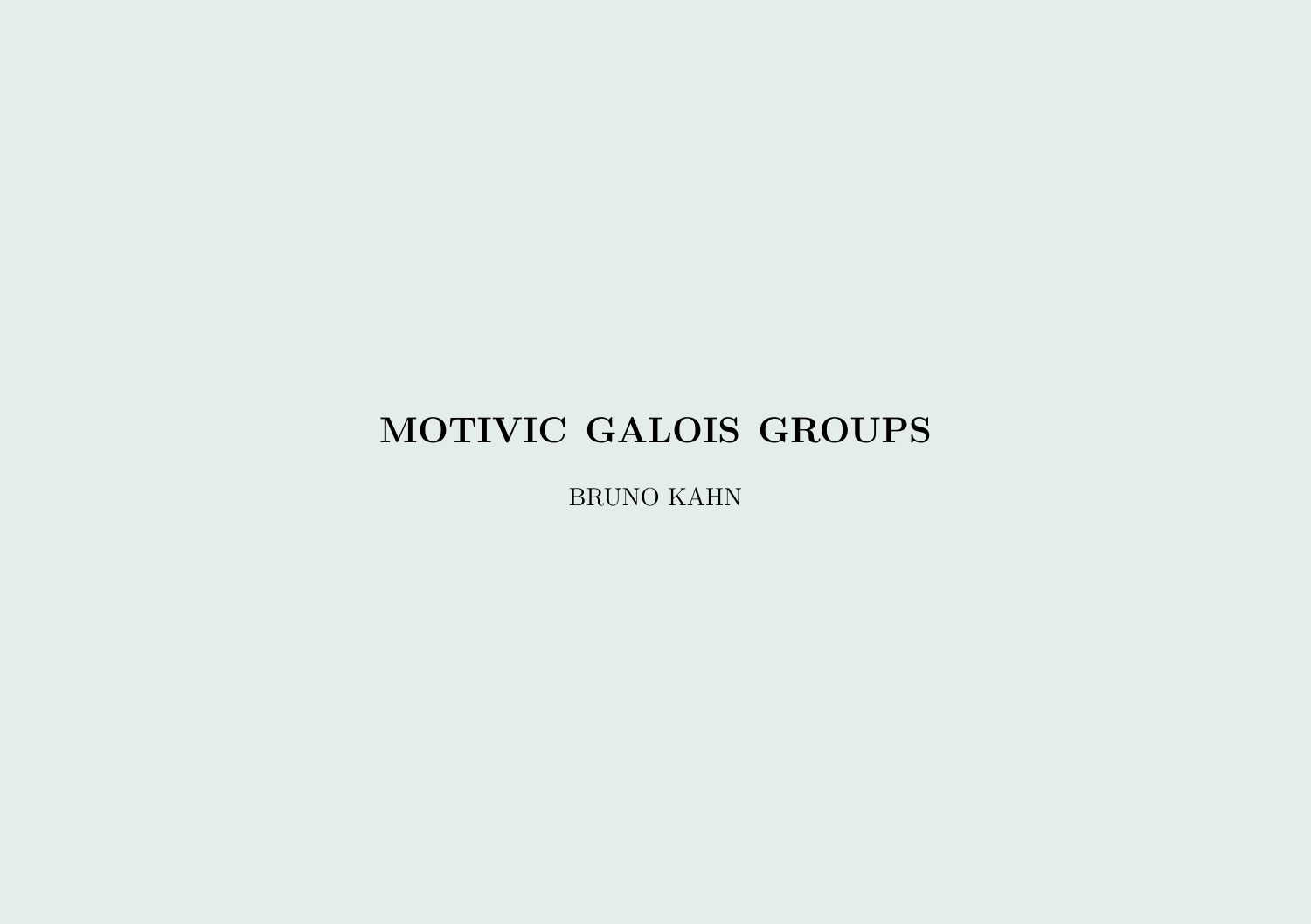# MOTIVIC GALOIS GROUPS

BRUNO KAHN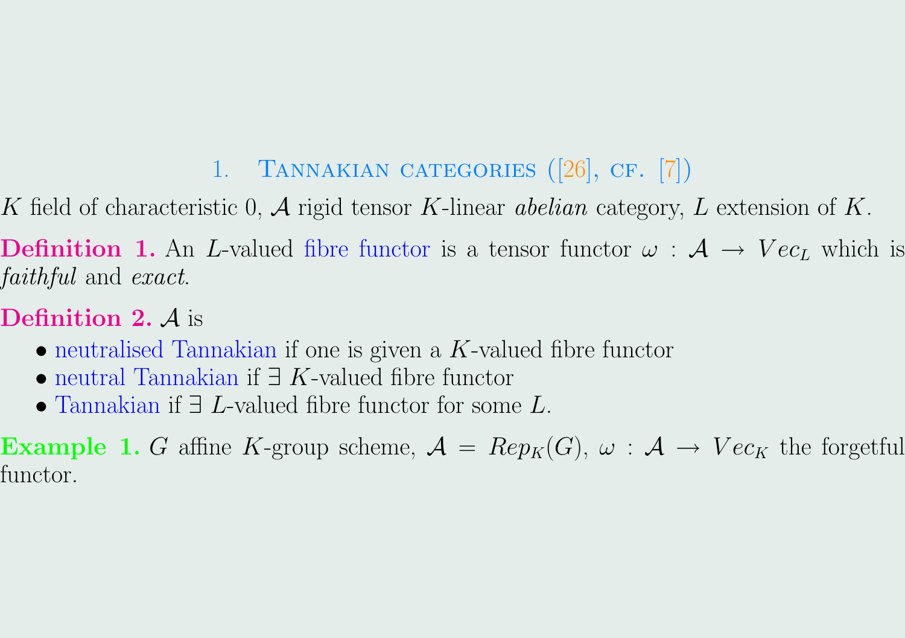## 1. Tannakian categories ([26], cf. [7])

$K$ field of characteristic 0, $\mathcal{A}$ rigid tensor $K$-linear *abelian* category, $L$ extension of $K$.

**Definition 1.** An $L$-valued fibre functor is a tensor functor $\omega : \mathcal{A} \to Vec_L$ which is *faithful* and *exact*.

**Definition 2.** $\mathcal{A}$ is

- neutralised Tannakian if one is given a $K$-valued fibre functor
- neutral Tannakian if $\exists$ $K$-valued fibre functor
- Tannakian if $\exists$ $L$-valued fibre functor for some $L$.

**Example 1.** $G$ affine $K$-group scheme, $\mathcal{A} = Rep_K(G)$, $\omega : \mathcal{A} \to Vec_K$ the forgetful functor.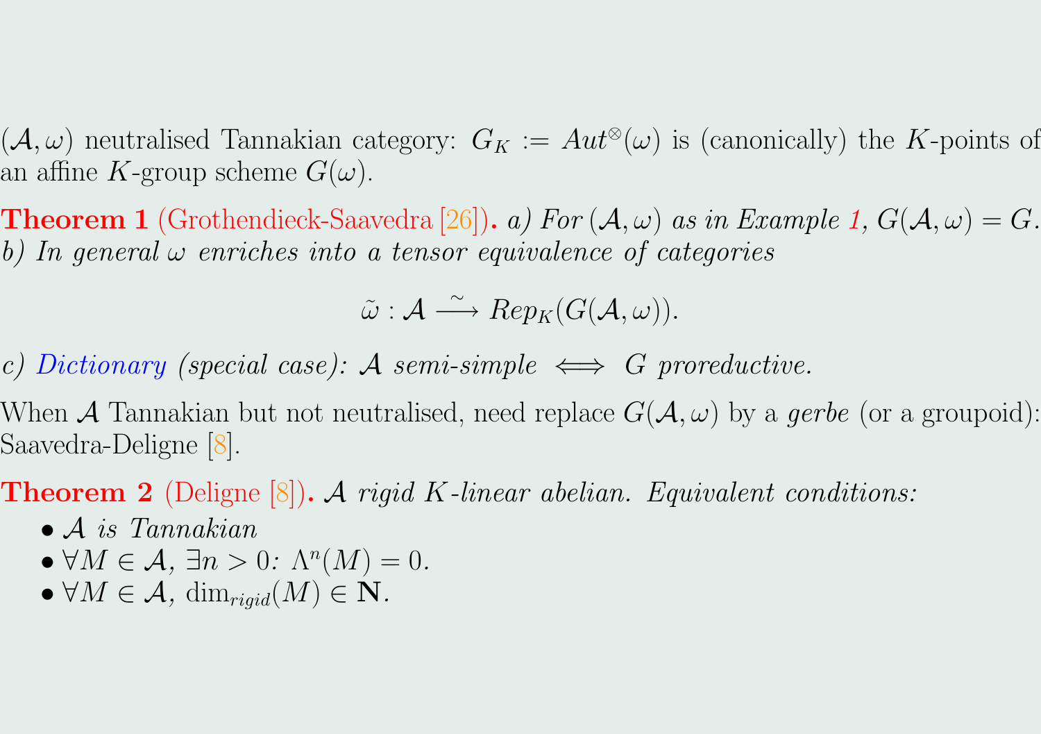$(\mathcal{A}, \omega)$ neutralised Tannakian category: $G_K := Aut^{\otimes}(\omega)$ is (canonically) the $K$-points of an affine $K$-group scheme $G(\omega)$.

**Theorem 1** (Grothendieck-Saavedra [26]). *a) For $(\mathcal{A}, \omega)$ as in Example 1, $G(\mathcal{A}, \omega) = G$.*
*b) In general $\omega$ enriches into a tensor equivalence of categories*

$$\tilde{\omega} : \mathcal{A} \xrightarrow{\sim} Rep_K(G(\mathcal{A}, \omega)).$$

*c) Dictionary (special case): $\mathcal{A}$ semi-simple $\iff$ $G$ proreductive.*

When $\mathcal{A}$ Tannakian but not neutralised, need replace $G(\mathcal{A}, \omega)$ by a *gerbe* (or a groupoid): Saavedra-Deligne [8].

**Theorem 2** (Deligne [8]). *$\mathcal{A}$ rigid $K$-linear abelian. Equivalent conditions:*

- *$\mathcal{A}$ is Tannakian*
- *$\forall M \in \mathcal{A}$, $\exists n > 0$: $\Lambda^n(M) = 0$.*
- *$\forall M \in \mathcal{A}$, $\dim_{rigid}(M) \in \mathbf{N}$.*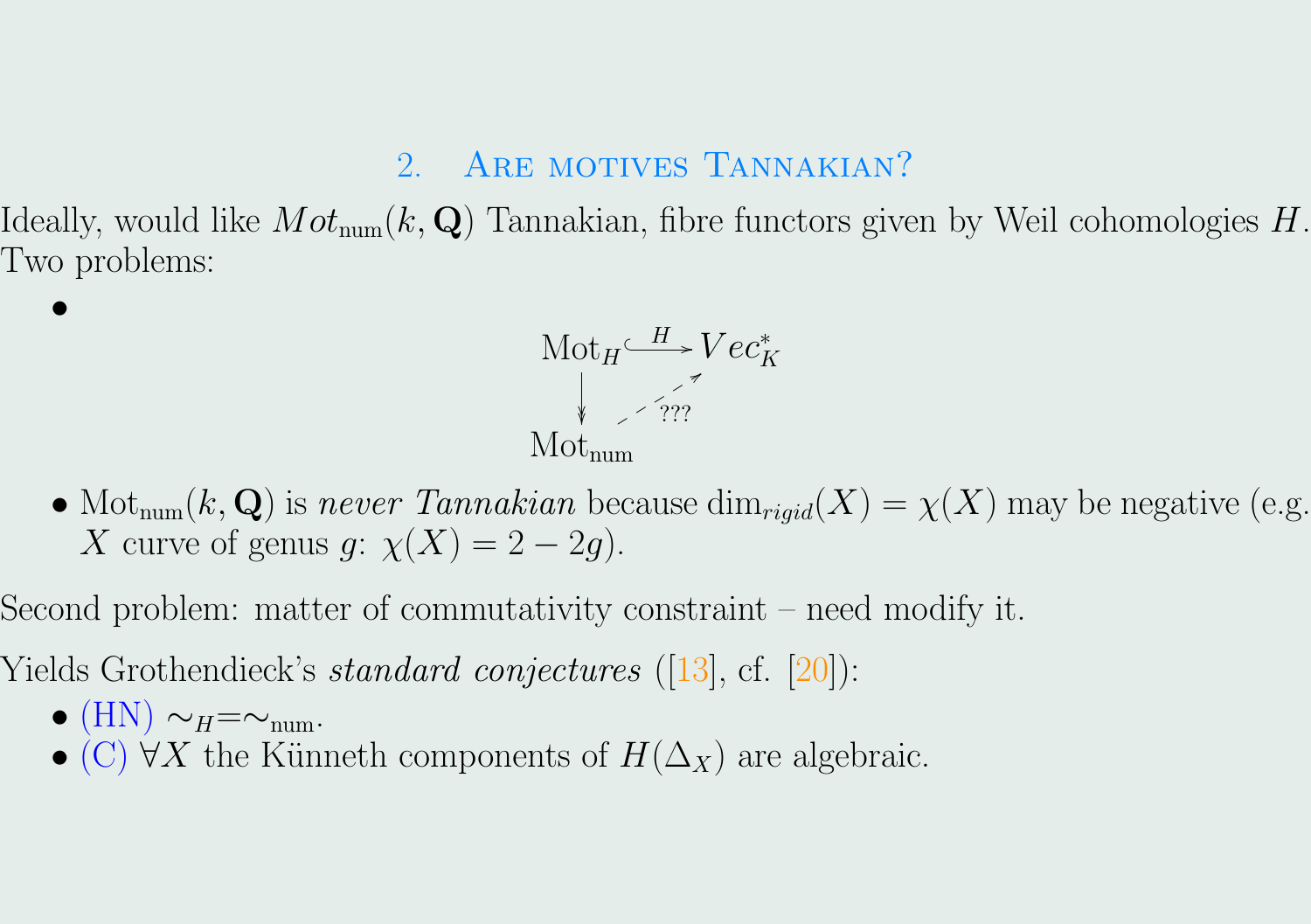## 2. Are motives Tannakian?

Ideally, would like $Mot_{\mathrm{num}}(k, \mathbf{Q})$ Tannakian, fibre functors given by Weil cohomologies $H$. Two problems:

- $$\begin{array}{ccc} \mathrm{Mot}_H & \overset{H}{\hookrightarrow} & Vec^*_K \\ \downarrow & \nearrow_{???} & \\ \mathrm{Mot}_{\mathrm{num}} & & \end{array}$$
- $\mathrm{Mot}_{\mathrm{num}}(k, \mathbf{Q})$ is *never Tannakian* because $\dim_{rigid}(X) = \chi(X)$ may be negative (e.g. $X$ curve of genus $g$: $\chi(X) = 2 - 2g$).

Second problem: matter of commutativity constraint – need modify it.

Yields Grothendieck's *standard conjectures* ([13], cf. [20]):

- (HN) $\sim_H = \sim_{\mathrm{num}}$.
- (C) $\forall X$ the Künneth components of $H(\Delta_X)$ are algebraic.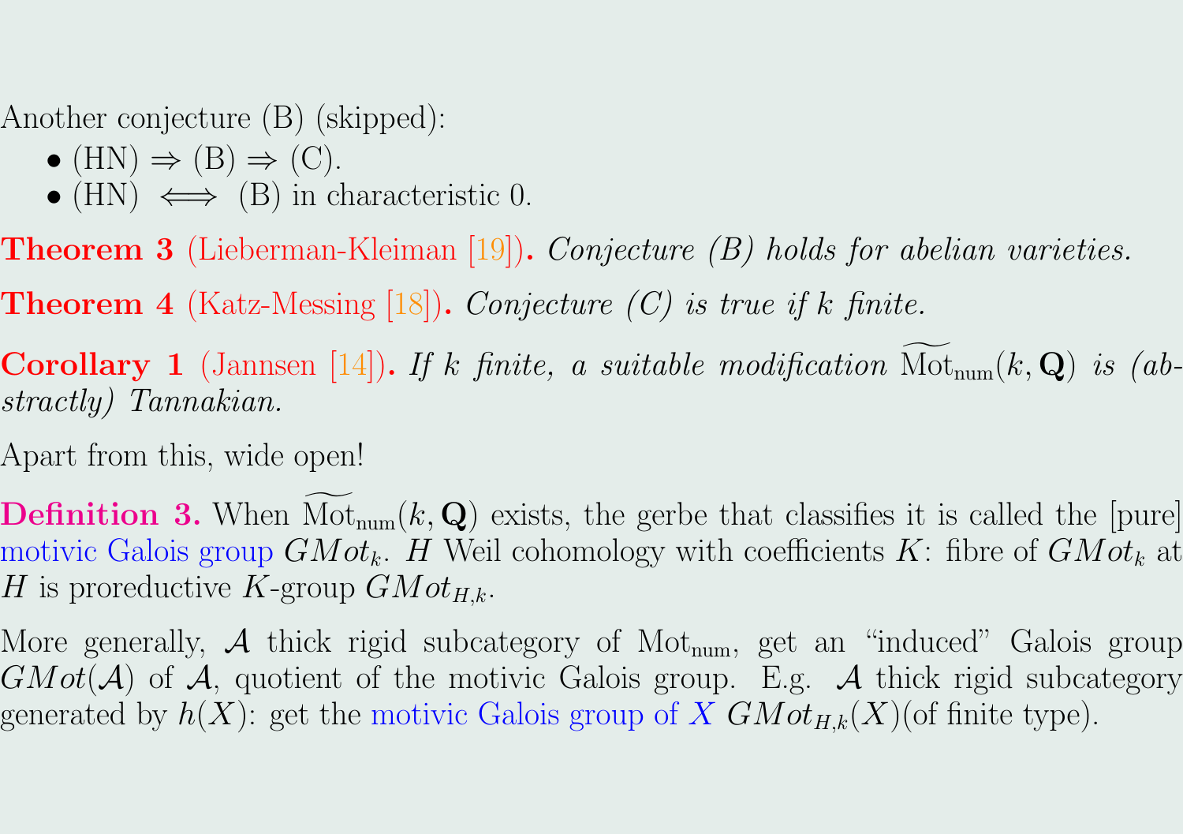Another conjecture (B) (skipped):

- (HN) $\Rightarrow$ (B) $\Rightarrow$ (C).
- (HN) $\iff$ (B) in characteristic 0.

**Theorem 3** (Lieberman-Kleiman [19])**.** *Conjecture (B) holds for abelian varieties.*

**Theorem 4** (Katz-Messing [18])**.** *Conjecture (C) is true if $k$ finite.*

**Corollary 1** (Jannsen [14])**.** *If $k$ finite, a suitable modification $\widetilde{\mathrm{Mot}}_{\mathrm{num}}(k, \mathbf{Q})$ is (abstractly) Tannakian.*

Apart from this, wide open!

**Definition 3.** When $\widetilde{\mathrm{Mot}}_{\mathrm{num}}(k, \mathbf{Q})$ exists, the gerbe that classifies it is called the [pure] motivic Galois group $GMot_k$. $H$ Weil cohomology with coefficients $K$: fibre of $GMot_k$ at $H$ is proreductive $K$-group $GMot_{H,k}$.

More generally, $\mathcal{A}$ thick rigid subcategory of $\mathrm{Mot}_{\mathrm{num}}$, get an "induced" Galois group $GMot(\mathcal{A})$ of $\mathcal{A}$, quotient of the motivic Galois group. E.g. $\mathcal{A}$ thick rigid subcategory generated by $h(X)$: get the motivic Galois group of $X$ $GMot_{H,k}(X)$(of finite type).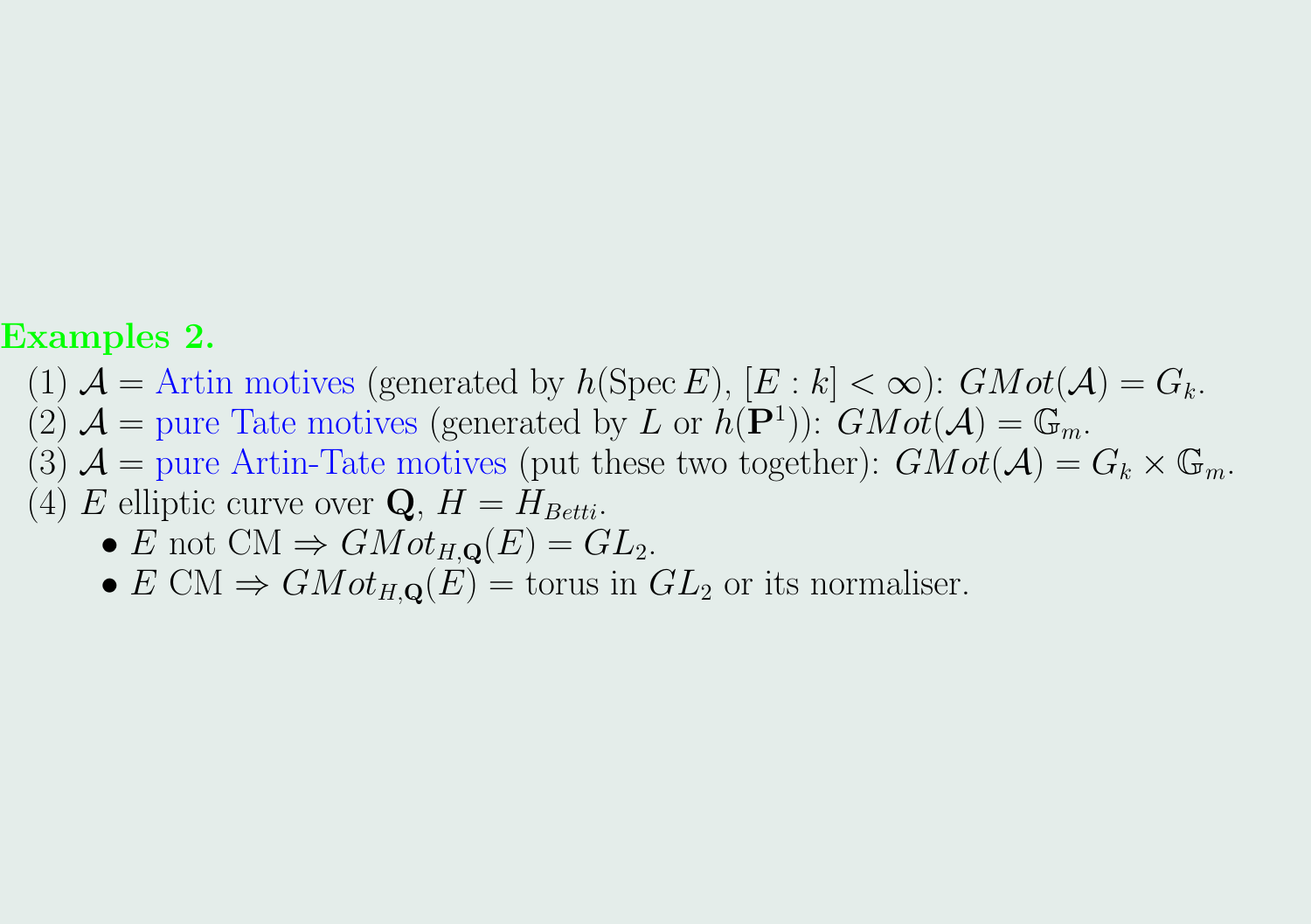**Examples 2.**

(1) $\mathcal{A}$ = Artin motives (generated by $h(\operatorname{Spec} E)$, $[E : k] < \infty$): $GMot(\mathcal{A}) = G_k$.
(2) $\mathcal{A}$ = pure Tate motives (generated by $L$ or $h(\mathbf{P}^1)$): $GMot(\mathcal{A}) = \mathbb{G}_m$.
(3) $\mathcal{A}$ = pure Artin-Tate motives (put these two together): $GMot(\mathcal{A}) = G_k \times \mathbb{G}_m$.
(4) $E$ elliptic curve over $\mathbf{Q}$, $H = H_{Betti}$.

- $E$ not CM $\Rightarrow GMot_{H,\mathbf{Q}}(E) = GL_2$.
- $E$ CM $\Rightarrow GMot_{H,\mathbf{Q}}(E)$ = torus in $GL_2$ or its normaliser.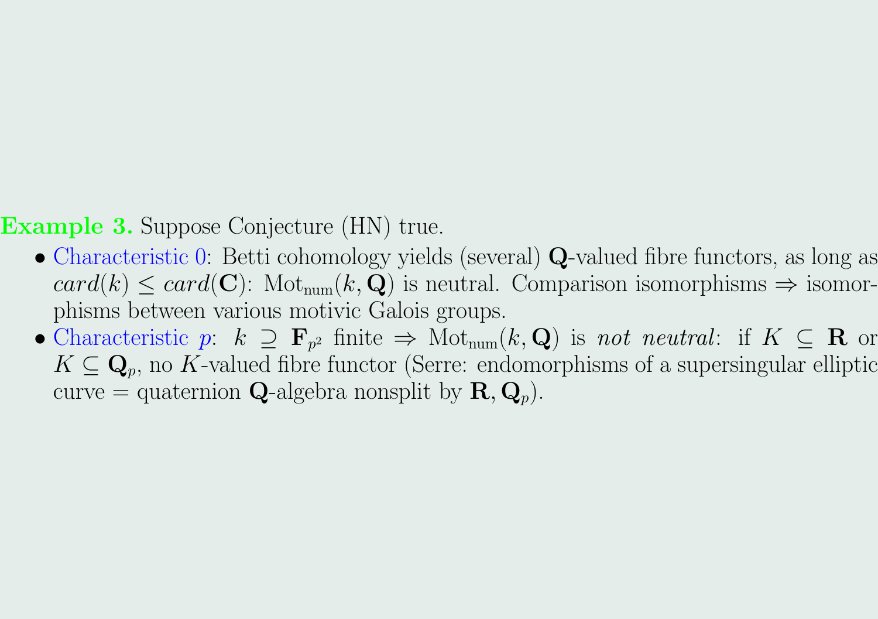**Example 3.** Suppose Conjecture (HN) true.

- Characteristic 0: Betti cohomology yields (several) $\mathbf{Q}$-valued fibre functors, as long as $card(k) \leq card(\mathbf{C})$: $\mathrm{Mot}_{\mathrm{num}}(k, \mathbf{Q})$ is neutral. Comparison isomorphisms $\Rightarrow$ isomorphisms between various motivic Galois groups.
- Characteristic $p$: $k \supseteq \mathbf{F}_{p^2}$ finite $\Rightarrow$ $\mathrm{Mot}_{\mathrm{num}}(k, \mathbf{Q})$ is *not neutral*: if $K \subseteq \mathbf{R}$ or $K \subseteq \mathbf{Q}_p$, no $K$-valued fibre functor (Serre: endomorphisms of a supersingular elliptic curve = quaternion $\mathbf{Q}$-algebra nonsplit by $\mathbf{R}, \mathbf{Q}_p$).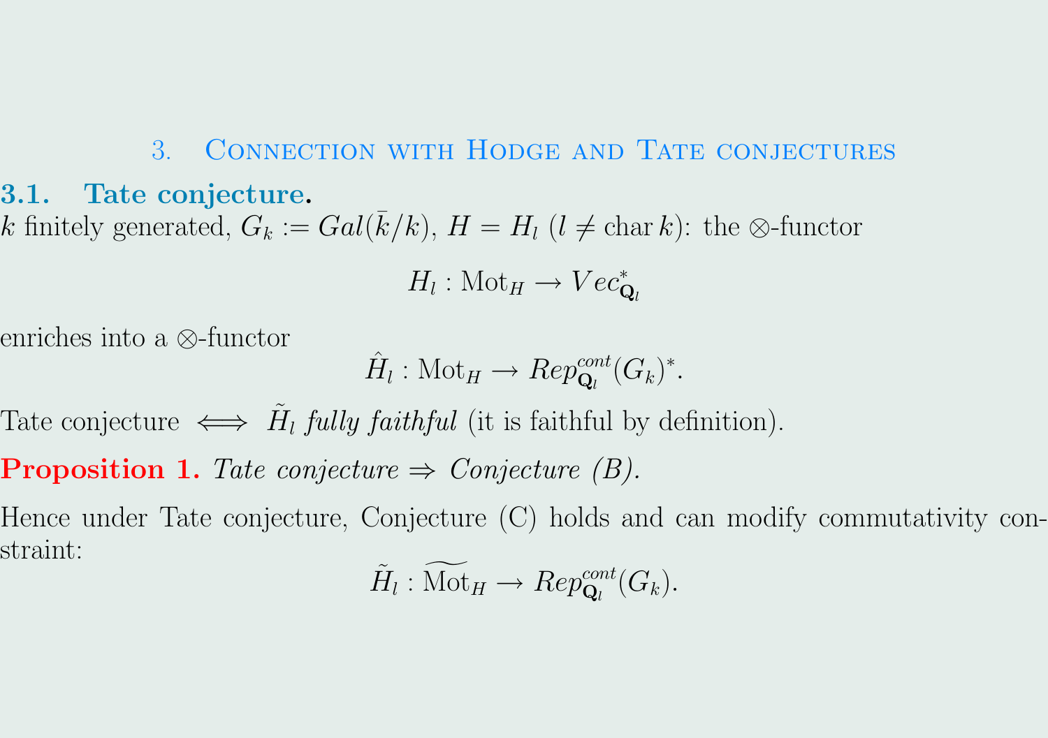## 3. Connection with Hodge and Tate conjectures

### 3.1. Tate conjecture.

$k$ finitely generated, $G_k := Gal(\bar{k}/k)$, $H = H_l$ ($l \neq \operatorname{char} k$): the $\otimes$-functor

$$H_l : \mathrm{Mot}_H \to Vec^*_{\mathbf{Q}_l}$$

enriches into a $\otimes$-functor

$$\hat{H}_l : \mathrm{Mot}_H \to Rep^{cont}_{\mathbf{Q}_l}(G_k)^*.$$

Tate conjecture $\iff$ $\tilde{H}_l$ *fully faithful* (it is faithful by definition).

**Proposition 1.** *Tate conjecture ⇒ Conjecture (B).*

Hence under Tate conjecture, Conjecture (C) holds and can modify commutativity constraint:

$$\tilde{H}_l : \widetilde{\mathrm{Mot}}_H \to Rep^{cont}_{\mathbf{Q}_l}(G_k).$$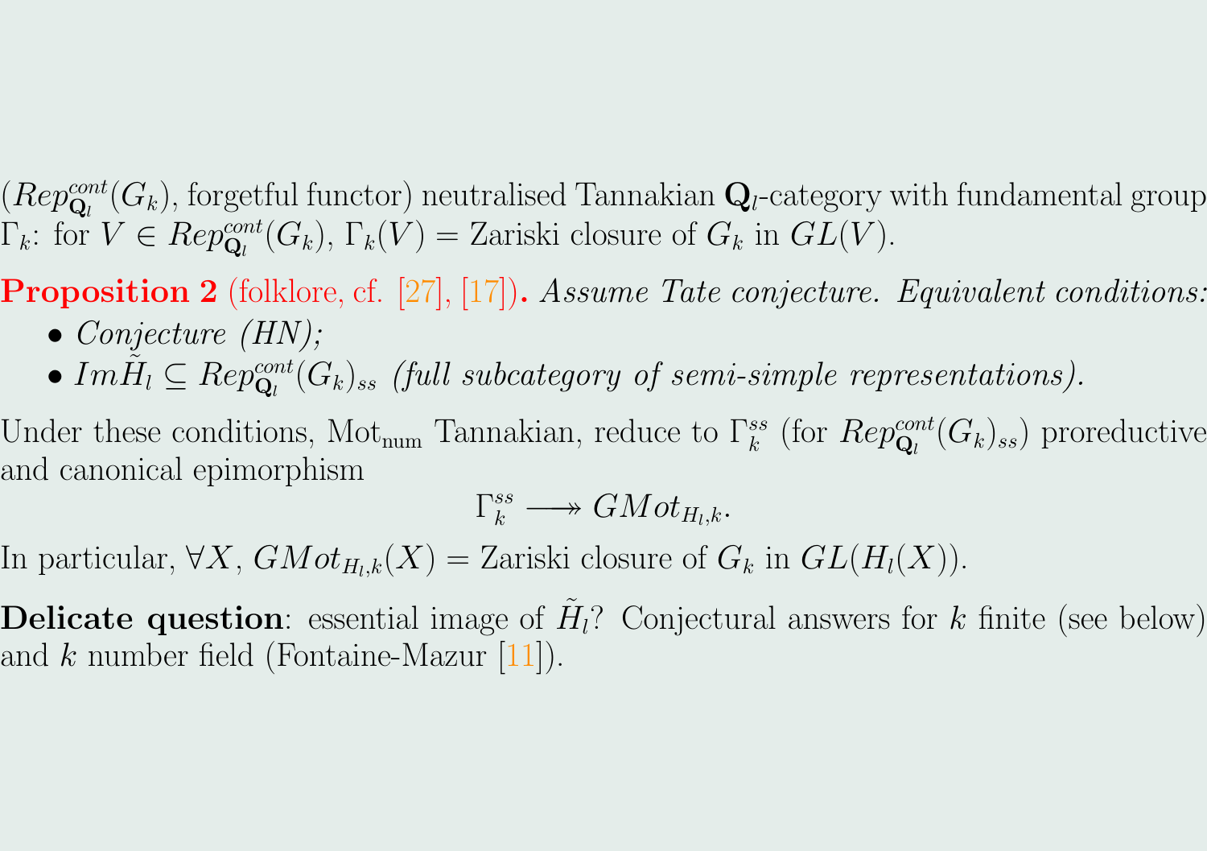($Rep^{cont}_{\mathbf{Q}_l}(G_k)$, forgetful functor) neutralised Tannakian $\mathbf{Q}_l$-category with fundamental group $\Gamma_k$: for $V \in Rep^{cont}_{\mathbf{Q}_l}(G_k)$, $\Gamma_k(V) =$ Zariski closure of $G_k$ in $GL(V)$.

**Proposition 2** (folklore, cf. [27], [17])**.** *Assume Tate conjecture. Equivalent conditions:*

- *Conjecture (HN);*
- $Im\tilde{H}_l \subseteq Rep^{cont}_{\mathbf{Q}_l}(G_k)_{ss}$ *(full subcategory of semi-simple representations).*

Under these conditions, $\mathrm{Mot}_{\mathrm{num}}$ Tannakian, reduce to $\Gamma^{ss}_k$ (for $Rep^{cont}_{\mathbf{Q}_l}(G_k)_{ss}$) proreductive and canonical epimorphism

$$\Gamma^{ss}_k \longrightarrow\!\!\!\!\!\rightarrow GMot_{H_l,k}.$$

In particular, $\forall X$, $GMot_{H_l,k}(X) =$ Zariski closure of $G_k$ in $GL(H_l(X))$.

**Delicate question**: essential image of $\tilde{H}_l$? Conjectural answers for $k$ finite (see below) and $k$ number field (Fontaine-Mazur [11]).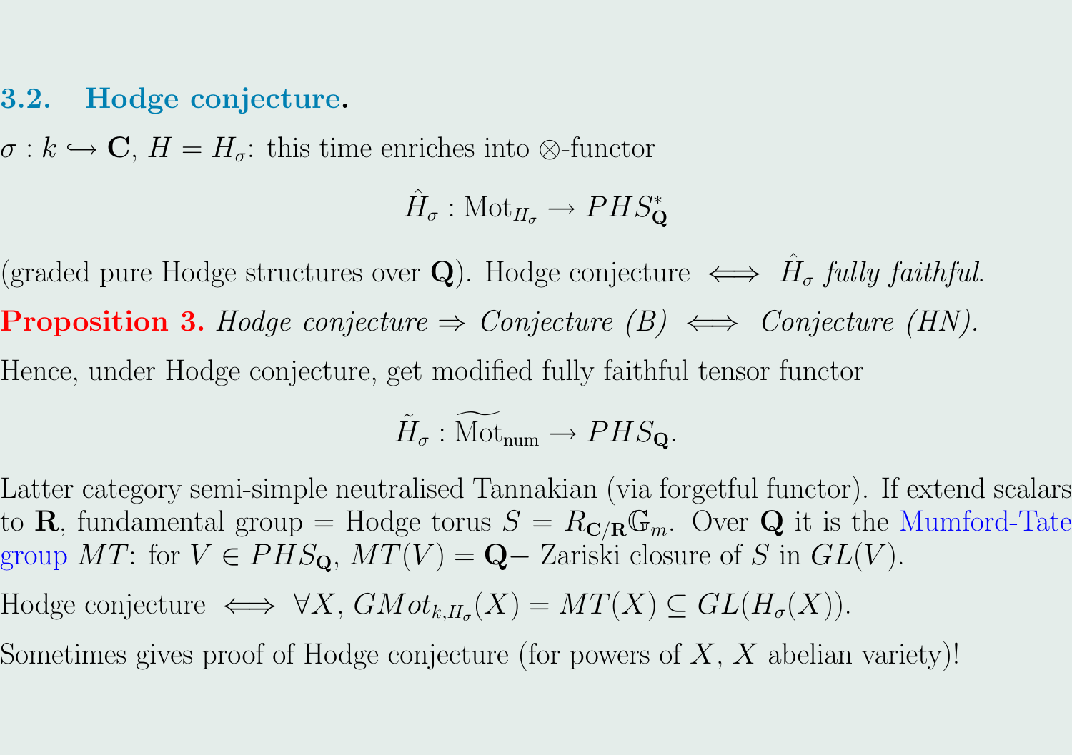### 3.2. Hodge conjecture.

$\sigma : k \hookrightarrow \mathbf{C}$, $H = H_\sigma$: this time enriches into $\otimes$-functor

$$\hat{H}_\sigma : \mathrm{Mot}_{H_\sigma} \to PHS^*_{\mathbf{Q}}$$

(graded pure Hodge structures over $\mathbf{Q}$). Hodge conjecture $\iff$ *$\hat{H}_\sigma$ fully faithful.*

**Proposition 3.** *Hodge conjecture $\Rightarrow$ Conjecture (B) $\iff$ Conjecture (HN).*

Hence, under Hodge conjecture, get modified fully faithful tensor functor

$$\tilde{H}_\sigma : \widetilde{\mathrm{Mot}}_{\mathrm{num}} \to PHS_{\mathbf{Q}}.$$

Latter category semi-simple neutralised Tannakian (via forgetful functor). If extend scalars to $\mathbf{R}$, fundamental group = Hodge torus $S = R_{\mathbf{C}/\mathbf{R}}\mathbb{G}_m$. Over $\mathbf{Q}$ it is the Mumford-Tate group $MT$: for $V \in PHS_{\mathbf{Q}}$, $MT(V) = \mathbf{Q}-$ Zariski closure of $S$ in $GL(V)$.

Hodge conjecture $\iff \forall X$, $GMot_{k,H_\sigma}(X) = MT(X) \subseteq GL(H_\sigma(X))$.

Sometimes gives proof of Hodge conjecture (for powers of $X$, $X$ abelian variety)!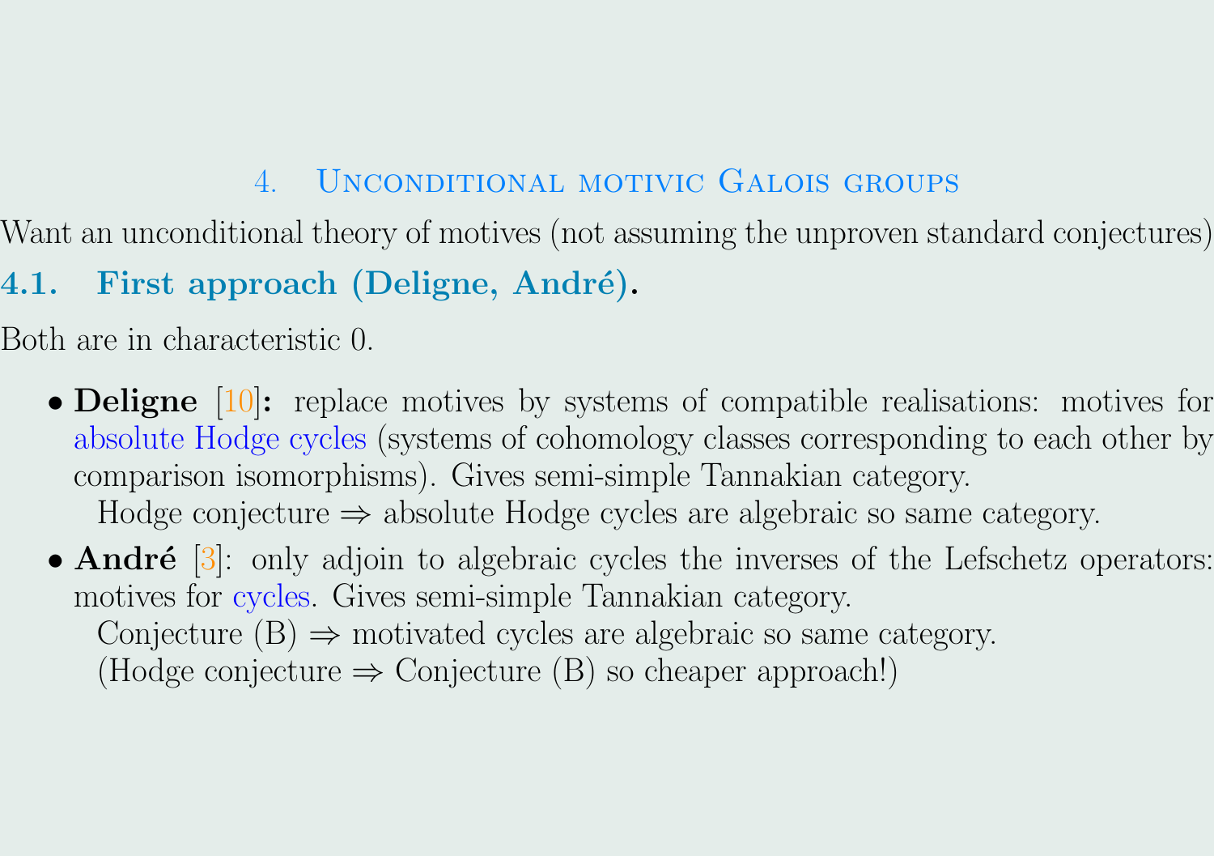## 4. Unconditional motivic Galois groups

Want an unconditional theory of motives (not assuming the unproven standard conjectures)

### 4.1. First approach (Deligne, André).

Both are in characteristic 0.

- **Deligne** [10]**:** replace motives by systems of compatible realisations: motives for absolute Hodge cycles (systems of cohomology classes corresponding to each other by comparison isomorphisms). Gives semi-simple Tannakian category.
  Hodge conjecture $\Rightarrow$ absolute Hodge cycles are algebraic so same category.
- **André** [3]: only adjoin to algebraic cycles the inverses of the Lefschetz operators: motives for cycles. Gives semi-simple Tannakian category.
  Conjecture (B) $\Rightarrow$ motivated cycles are algebraic so same category.
  (Hodge conjecture $\Rightarrow$ Conjecture (B) so cheaper approach!)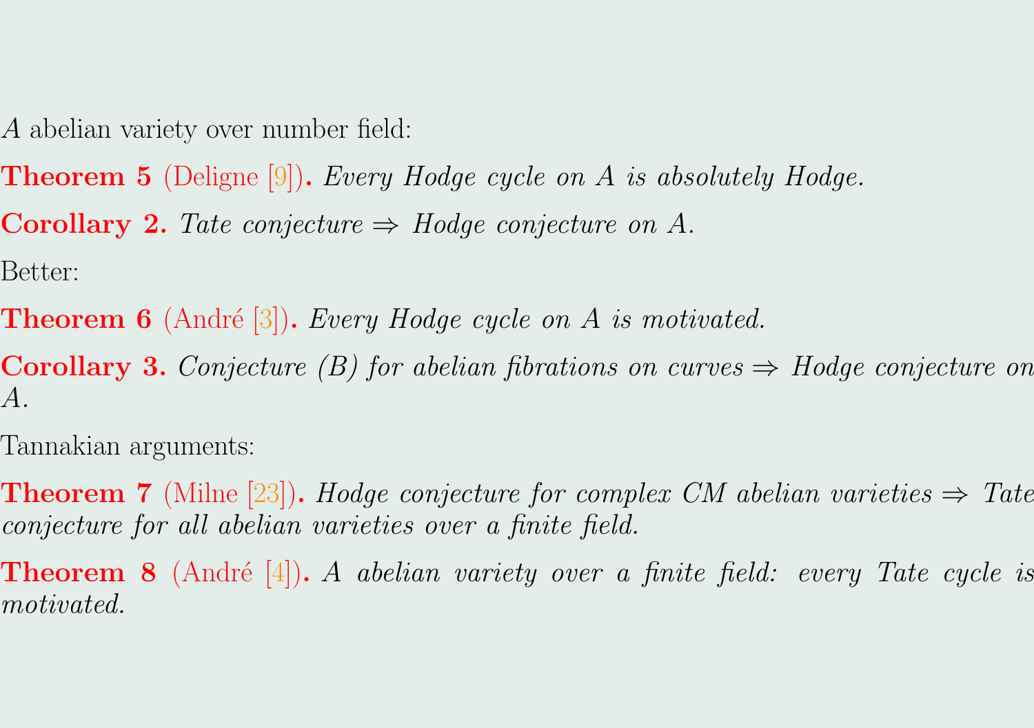$A$ abelian variety over number field:

**Theorem 5** (Deligne [9])**.** *Every Hodge cycle on $A$ is absolutely Hodge.*

**Corollary 2.** *Tate conjecture $\Rightarrow$ Hodge conjecture on $A$.*

Better:

**Theorem 6** (André [3])**.** *Every Hodge cycle on $A$ is motivated.*

**Corollary 3.** *Conjecture (B) for abelian fibrations on curves $\Rightarrow$ Hodge conjecture on $A$.*

Tannakian arguments:

**Theorem 7** (Milne [23])**.** *Hodge conjecture for complex CM abelian varieties $\Rightarrow$ Tate conjecture for all abelian varieties over a finite field.*

**Theorem 8** (André [4])**.** *$A$ abelian variety over a finite field: every Tate cycle is motivated.*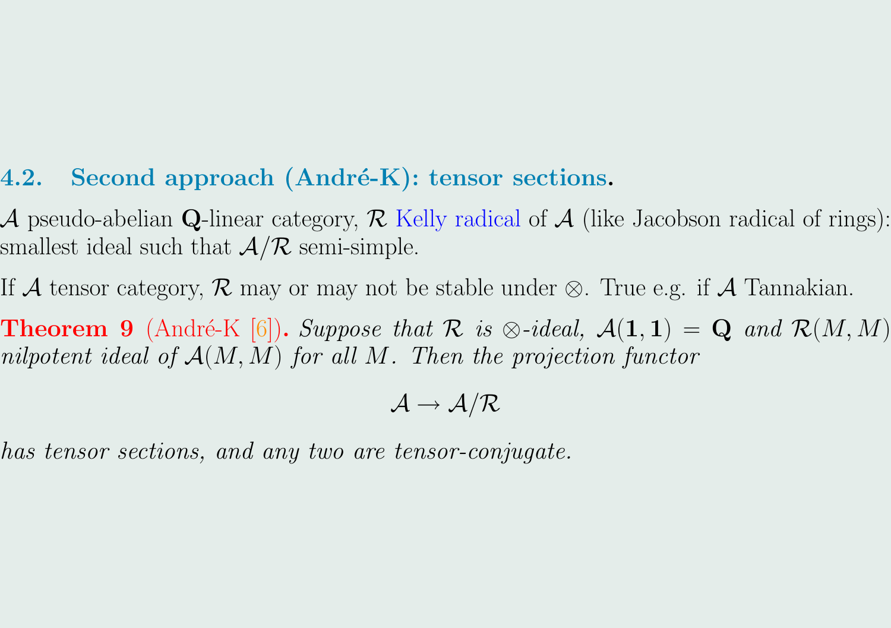## 4.2. Second approach (André-K): tensor sections.

$\mathcal{A}$ pseudo-abelian $\mathbf{Q}$-linear category, $\mathcal{R}$ Kelly radical of $\mathcal{A}$ (like Jacobson radical of rings): smallest ideal such that $\mathcal{A}/\mathcal{R}$ semi-simple.

If $\mathcal{A}$ tensor category, $\mathcal{R}$ may or may not be stable under $\otimes$. True e.g. if $\mathcal{A}$ Tannakian.

**Theorem 9** (André-K [6]). *Suppose that $\mathcal{R}$ is $\otimes$-ideal, $\mathcal{A}(\mathbf{1}, \mathbf{1}) = \mathbf{Q}$ and $\mathcal{R}(M, M)$ nilpotent ideal of $\mathcal{A}(M, M)$ for all $M$. Then the projection functor*

$$\mathcal{A} \to \mathcal{A}/\mathcal{R}$$

*has tensor sections, and any two are tensor-conjugate.*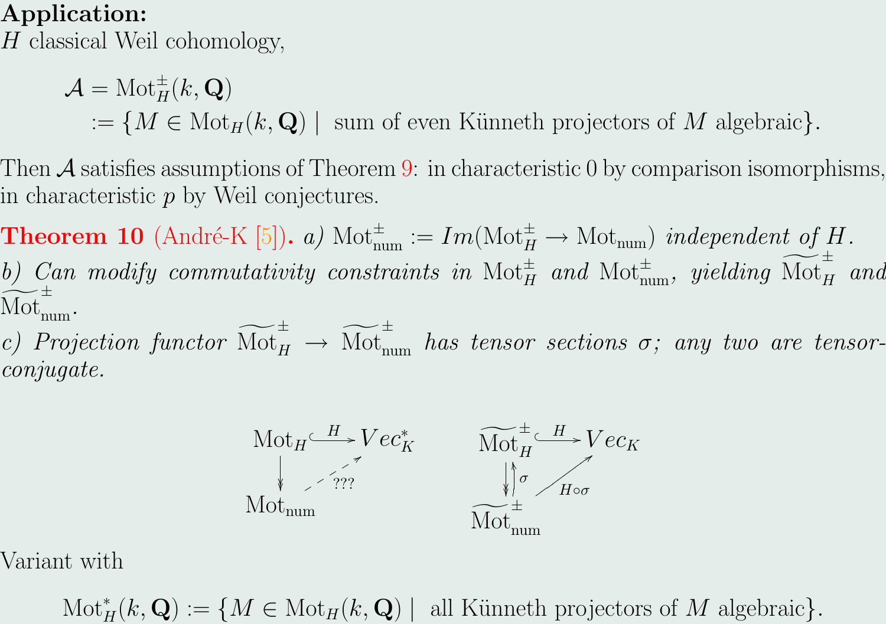**Application:**
$H$ classical Weil cohomology,

$$
\begin{aligned}
\mathcal{A} &= \mathrm{Mot}_H^{\pm}(k, \mathbf{Q}) \\
&:= \{M \in \mathrm{Mot}_H(k, \mathbf{Q}) \mid \text{ sum of even Künneth projectors of } M \text{ algebraic}\}.
\end{aligned}
$$

Then $\mathcal{A}$ satisfies assumptions of Theorem 9: in characteristic 0 by comparison isomorphisms, in characteristic $p$ by Weil conjectures.

**Theorem 10** (André-K [5]). *a)* $\mathrm{Mot}_{\mathrm{num}}^{\pm} := Im(\mathrm{Mot}_H^{\pm} \to \mathrm{Mot}_{\mathrm{num}})$ *independent of $H$.*
*b) Can modify commutativity constraints in $\mathrm{Mot}_H^{\pm}$ and $\mathrm{Mot}_{\mathrm{num}}^{\pm}$, yielding $\widetilde{\mathrm{Mot}}_H^{\pm}$ and $\widetilde{\mathrm{Mot}}_{\mathrm{num}}^{\pm}$.*
*c) Projection functor $\widetilde{\mathrm{Mot}}_H^{\pm} \to \widetilde{\mathrm{Mot}}_{\mathrm{num}}^{\pm}$ has tensor sections $\sigma$; any two are tensor-conjugate.*

$$
\begin{array}{ccc}
\mathrm{Mot}_H & \xhookrightarrow{H} & Vec_K^* \\
\downarrow & \nearrow_{???} & \\
\mathrm{Mot}_{\mathrm{num}} & &
\end{array}
\qquad\qquad
\begin{array}{ccc}
\widetilde{\mathrm{Mot}}_H^{\pm} & \xhookrightarrow{H} & Vec_K \\
\downarrow\uparrow \sigma & \nearrow_{H\circ\sigma} & \\
\widetilde{\mathrm{Mot}}_{\mathrm{num}}^{\pm} & &
\end{array}
$$

Variant with

$$
\mathrm{Mot}_H^*(k, \mathbf{Q}) := \{M \in \mathrm{Mot}_H(k, \mathbf{Q}) \mid \text{ all Künneth projectors of } M \text{ algebraic}\}.
$$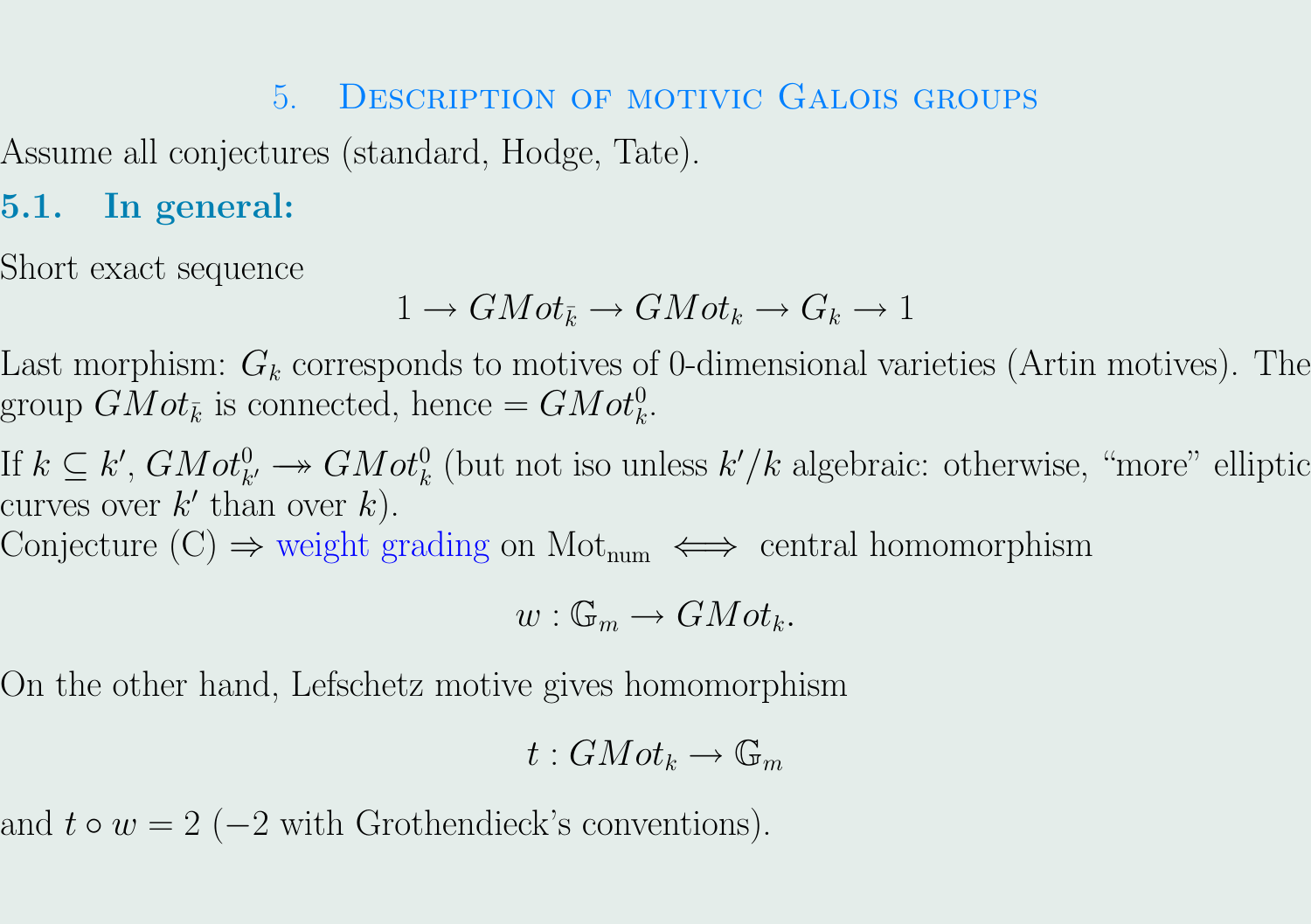# 5. Description of motivic Galois groups

Assume all conjectures (standard, Hodge, Tate).

## 5.1. In general:

Short exact sequence

$$1 \to GMot_{\bar{k}} \to GMot_k \to G_k \to 1$$

Last morphism: $G_k$ corresponds to motives of 0-dimensional varieties (Artin motives). The group $GMot_{\bar{k}}$ is connected, hence $= GMot_k^0$.

If $k \subseteq k'$, $GMot_{k'}^0 \twoheadrightarrow GMot_k^0$ (but not iso unless $k'/k$ algebraic: otherwise, "more" elliptic curves over $k'$ than over $k$).

Conjecture (C) $\Rightarrow$ weight grading on $\mathrm{Mot}_{\mathrm{num}}$ $\iff$ central homomorphism

$$w : \mathbb{G}_m \to GMot_k.$$

On the other hand, Lefschetz motive gives homomorphism

$$t : GMot_k \to \mathbb{G}_m$$

and $t \circ w = 2$ ($-2$ with Grothendieck's conventions).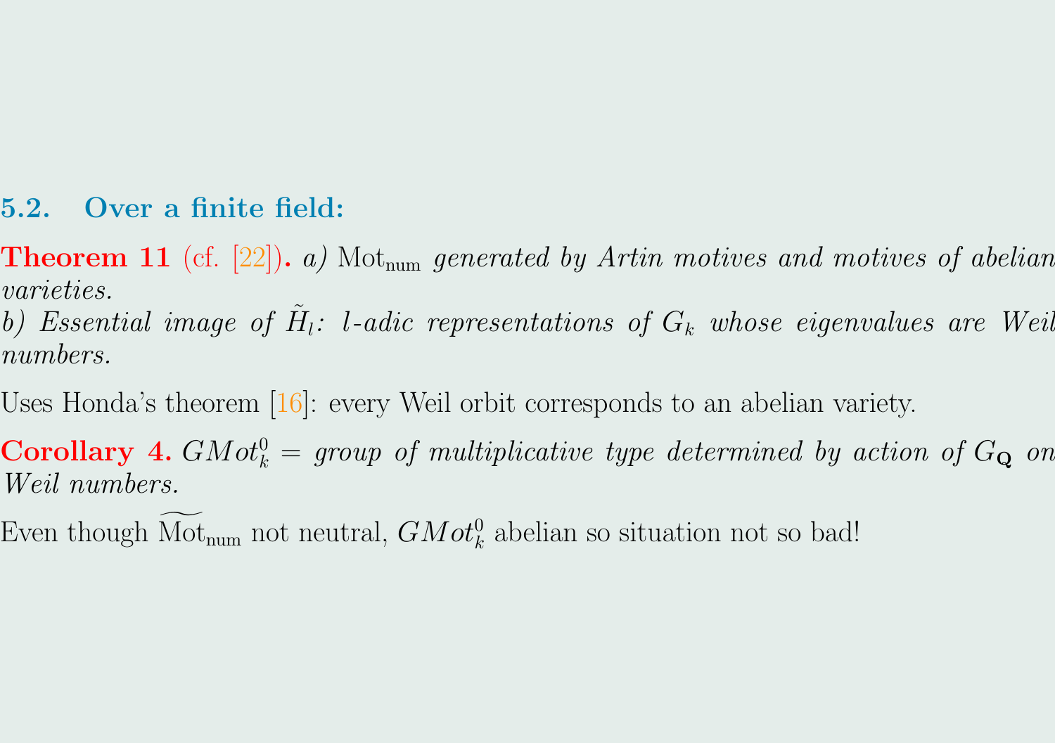## 5.2. Over a finite field:

**Theorem 11** (cf. [22])**.** *a)* $\mathrm{Mot}_{\mathrm{num}}$ *generated by Artin motives and motives of abelian varieties.*
*b) Essential image of* $\tilde{H}_l$*:* $l$*-adic representations of* $G_k$ *whose eigenvalues are Weil numbers.*

Uses Honda's theorem [16]: every Weil orbit corresponds to an abelian variety.

**Corollary 4.** $GMot_k^0$ = *group of multiplicative type determined by action of* $G_{\mathbf{Q}}$ *on Weil numbers.*

Even though $\widetilde{\mathrm{Mot}}_{\mathrm{num}}$ not neutral, $GMot_k^0$ abelian so situation not so bad!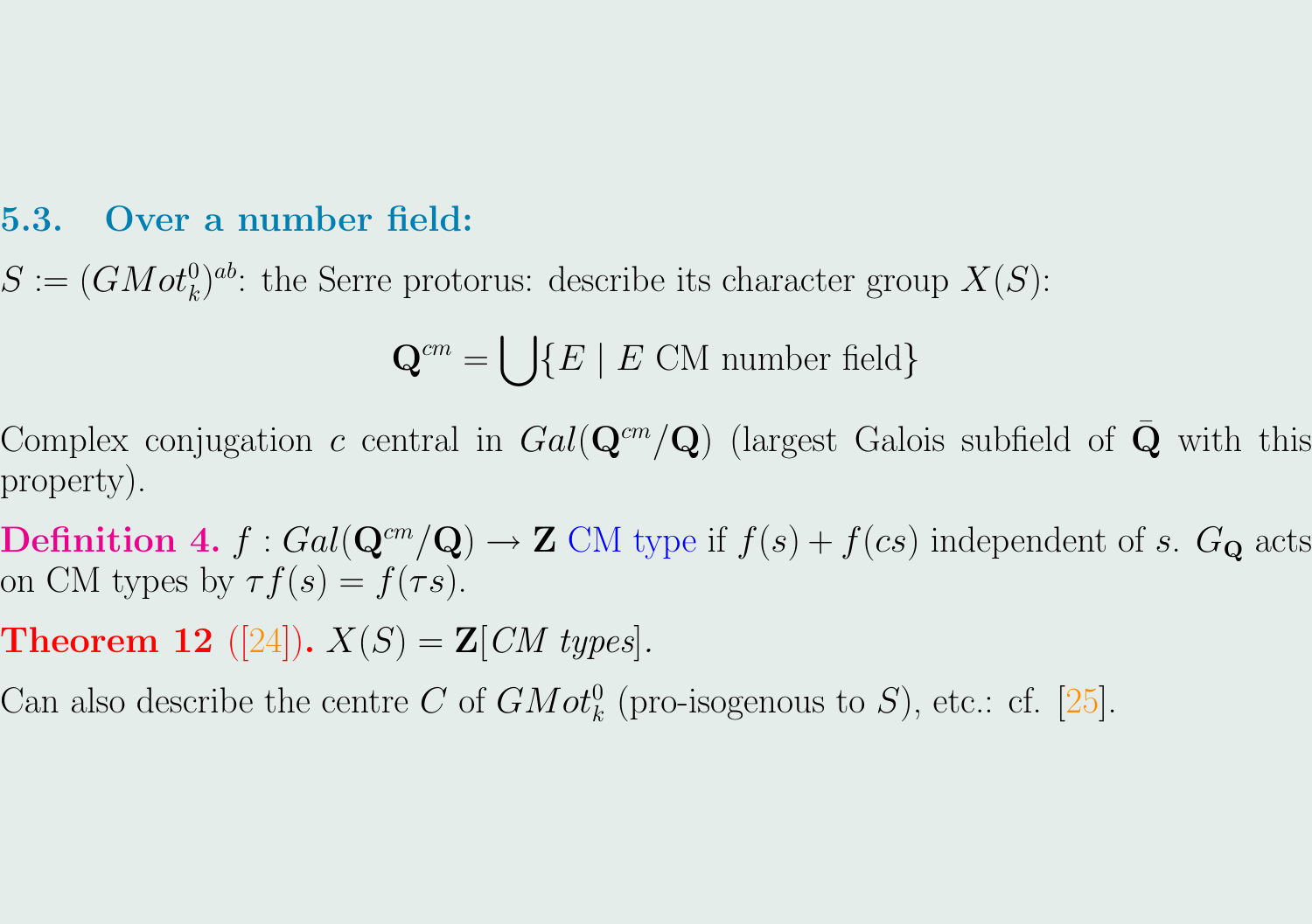### 5.3. Over a number field:

$S := (GMot_k^0)^{ab}$: the Serre protorus: describe its character group $X(S)$:

$$\mathbf{Q}^{cm} = \bigcup \{E \mid E \text{ CM number field}\}$$

Complex conjugation $c$ central in $Gal(\mathbf{Q}^{cm}/\mathbf{Q})$ (largest Galois subfield of $\bar{\mathbf{Q}}$ with this property).

**Definition 4.** $f : Gal(\mathbf{Q}^{cm}/\mathbf{Q}) \to \mathbf{Z}$ CM type if $f(s) + f(cs)$ independent of $s$. $G_{\mathbf{Q}}$ acts on CM types by $\tau f(s) = f(\tau s)$.

**Theorem 12** ([24])**.** *$X(S) = \mathbf{Z}[CM\ types]$.*

Can also describe the centre $C$ of $GMot_k^0$ (pro-isogenous to $S$), etc.: cf. [25].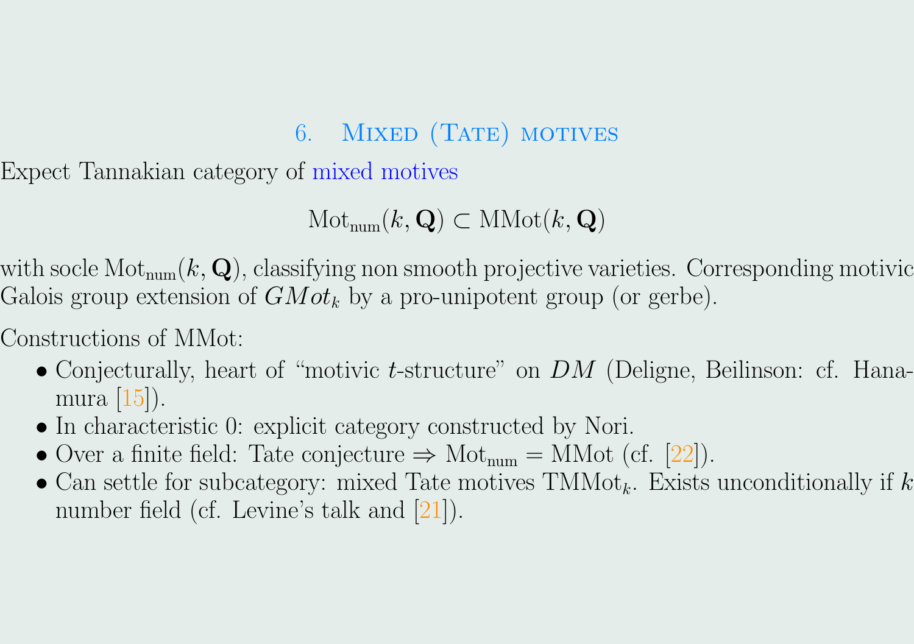## 6. Mixed (Tate) motives

Expect Tannakian category of mixed motives

$$\mathrm{Mot}_{\mathrm{num}}(k, \mathbf{Q}) \subset \mathrm{MMot}(k, \mathbf{Q})$$

with socle $\mathrm{Mot}_{\mathrm{num}}(k, \mathbf{Q})$, classifying non smooth projective varieties. Corresponding motivic Galois group extension of $GMot_k$ by a pro-unipotent group (or gerbe).

Constructions of MMot:

- Conjecturally, heart of "motivic $t$-structure" on $DM$ (Deligne, Beilinson: cf. Hanamura [15]).
- In characteristic 0: explicit category constructed by Nori.
- Over a finite field: Tate conjecture $\Rightarrow$ $\mathrm{Mot}_{\mathrm{num}} = \mathrm{MMot}$ (cf. [22]).
- Can settle for subcategory: mixed Tate motives $\mathrm{TMMot}_k$. Exists unconditionally if $k$ number field (cf. Levine's talk and [21]).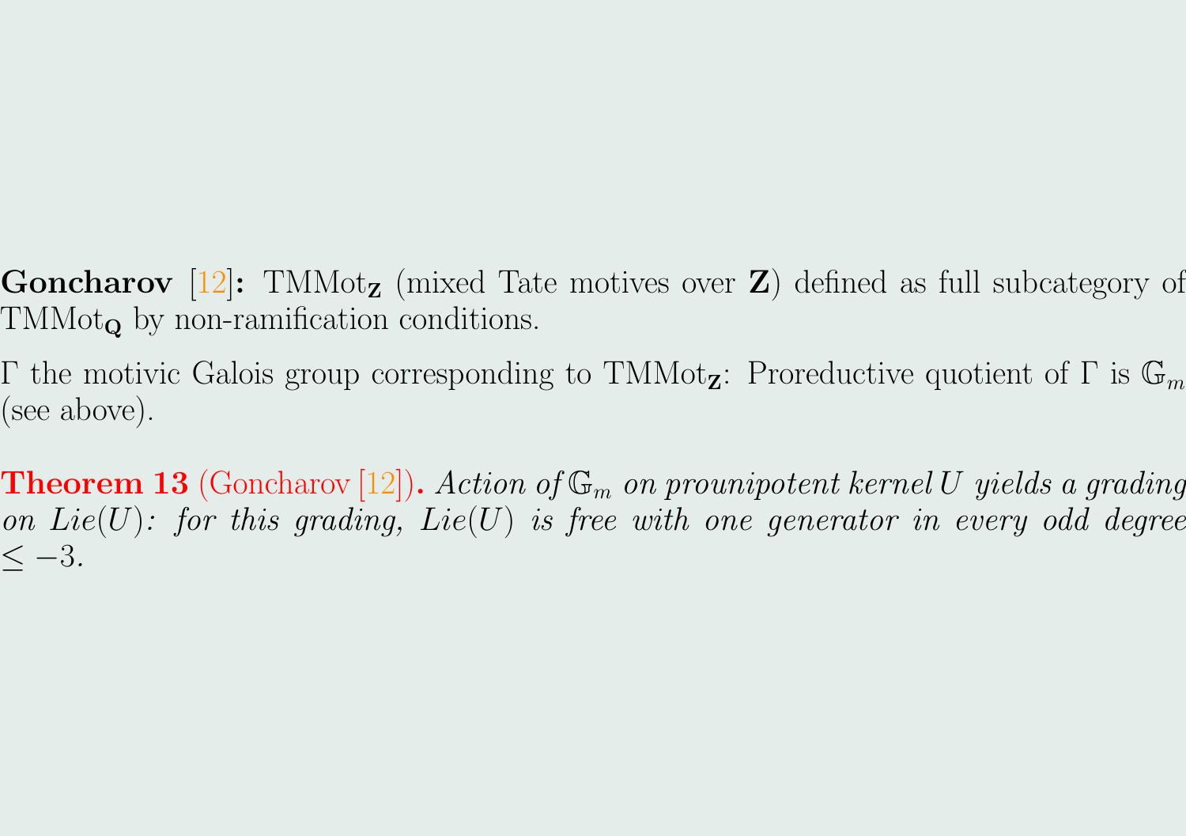**Goncharov** [12]**:** $\mathrm{TMMot}_{\mathbf{Z}}$ (mixed Tate motives over $\mathbf{Z}$) defined as full subcategory of $\mathrm{TMMot}_{\mathbf{Q}}$ by non-ramification conditions.

$\Gamma$ the motivic Galois group corresponding to $\mathrm{TMMot}_{\mathbf{Z}}$: Proreductive quotient of $\Gamma$ is $\mathbb{G}_m$ (see above).

**Theorem 13** (Goncharov [12])**.** *Action of $\mathbb{G}_m$ on prounipotent kernel $U$ yields a grading on $Lie(U)$: for this grading, $Lie(U)$ is free with one generator in every odd degree $\leq -3$.*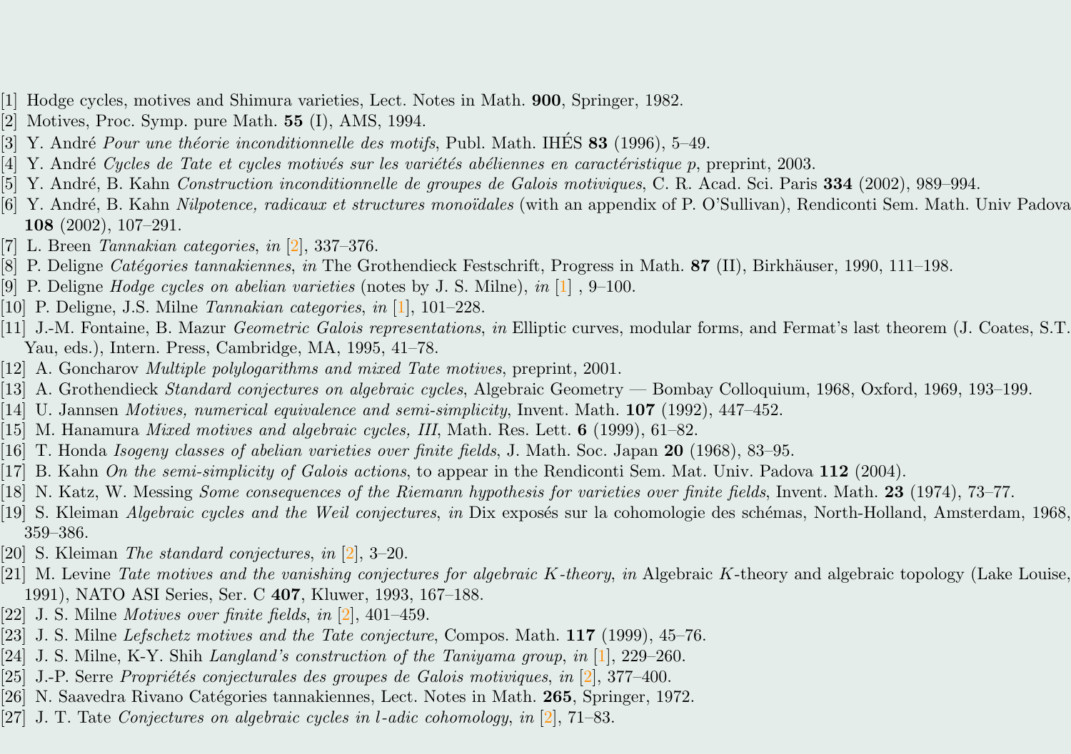[1] Hodge cycles, motives and Shimura varieties, Lect. Notes in Math. **900**, Springer, 1982.

[2] Motives, Proc. Symp. pure Math. **55** (I), AMS, 1994.

[3] Y. André *Pour une théorie inconditionnelle des motifs*, Publ. Math. IHÉS **83** (1996), 5–49.

[4] Y. André *Cycles de Tate et cycles motivés sur les variétés abéliennes en caractéristique p*, preprint, 2003.

[5] Y. André, B. Kahn *Construction inconditionnelle de groupes de Galois motiviques*, C. R. Acad. Sci. Paris **334** (2002), 989–994.

[6] Y. André, B. Kahn *Nilpotence, radicaux et structures monoïdales* (with an appendix of P. O'Sullivan), Rendiconti Sem. Math. Univ Padova **108** (2002), 107–291.

[7] L. Breen *Tannakian categories*, *in* [2], 337–376.

[8] P. Deligne *Catégories tannakiennes*, *in* The Grothendieck Festschrift, Progress in Math. **87** (II), Birkhäuser, 1990, 111–198.

[9] P. Deligne *Hodge cycles on abelian varieties* (notes by J. S. Milne), *in* [1] , 9–100.

[10] P. Deligne, J.S. Milne *Tannakian categories*, *in* [1], 101–228.

[11] J.-M. Fontaine, B. Mazur *Geometric Galois representations*, *in* Elliptic curves, modular forms, and Fermat's last theorem (J. Coates, S.T. Yau, eds.), Intern. Press, Cambridge, MA, 1995, 41–78.

[12] A. Goncharov *Multiple polylogarithms and mixed Tate motives*, preprint, 2001.

[13] A. Grothendieck *Standard conjectures on algebraic cycles*, Algebraic Geometry — Bombay Colloquium, 1968, Oxford, 1969, 193–199.

[14] U. Jannsen *Motives, numerical equivalence and semi-simplicity*, Invent. Math. **107** (1992), 447–452.

[15] M. Hanamura *Mixed motives and algebraic cycles, III*, Math. Res. Lett. **6** (1999), 61–82.

[16] T. Honda *Isogeny classes of abelian varieties over finite fields*, J. Math. Soc. Japan **20** (1968), 83–95.

[17] B. Kahn *On the semi-simplicity of Galois actions*, to appear in the Rendiconti Sem. Mat. Univ. Padova **112** (2004).

[18] N. Katz, W. Messing *Some consequences of the Riemann hypothesis for varieties over finite fields*, Invent. Math. **23** (1974), 73–77.

[19] S. Kleiman *Algebraic cycles and the Weil conjectures*, *in* Dix exposés sur la cohomologie des schémas, North-Holland, Amsterdam, 1968, 359–386.

[20] S. Kleiman *The standard conjectures*, *in* [2], 3–20.

[21] M. Levine *Tate motives and the vanishing conjectures for algebraic $K$-theory*, *in* Algebraic $K$-theory and algebraic topology (Lake Louise, 1991), NATO ASI Series, Ser. C **407**, Kluwer, 1993, 167–188.

[22] J. S. Milne *Motives over finite fields*, *in* [2], 401–459.

[23] J. S. Milne *Lefschetz motives and the Tate conjecture*, Compos. Math. **117** (1999), 45–76.

[24] J. S. Milne, K-Y. Shih *Langland's construction of the Taniyama group*, *in* [1], 229–260.

[25] J.-P. Serre *Propriétés conjecturales des groupes de Galois motiviques*, *in* [2], 377–400.

[26] N. Saavedra Rivano Catégories tannakiennes, Lect. Notes in Math. **265**, Springer, 1972.

[27] J. T. Tate *Conjectures on algebraic cycles in $l$-adic cohomology*, *in* [2], 71–83.